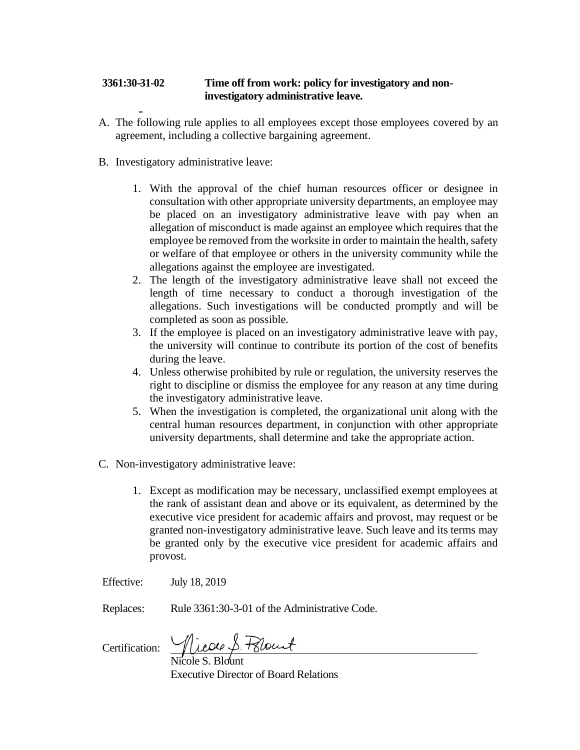**3361:30-31-02 Time off from work: policy for investigatory and non-investigatory administrative leave.**

A. The following rule applies to all employees except those employees covered by an agreement, including a collective bargaining agreement.

B. Investigatory administrative leave:

   1. With the approval of the chief human resources officer or designee in consultation with other appropriate university departments, an employee may be placed on an investigatory administrative leave with pay when an allegation of misconduct is made against an employee which requires that the employee be removed from the worksite in order to maintain the health, safety or welfare of that employee or others in the university community while the allegations against the employee are investigated.
   2. The length of the investigatory administrative leave shall not exceed the length of time necessary to conduct a thorough investigation of the allegations. Such investigations will be conducted promptly and will be completed as soon as possible.
   3. If the employee is placed on an investigatory administrative leave with pay, the university will continue to contribute its portion of the cost of benefits during the leave.
   4. Unless otherwise prohibited by rule or regulation, the university reserves the right to discipline or dismiss the employee for any reason at any time during the investigatory administrative leave.
   5. When the investigation is completed, the organizational unit along with the central human resources department, in conjunction with other appropriate university departments, shall determine and take the appropriate action.

C. Non-investigatory administrative leave:

   1. Except as modification may be necessary, unclassified exempt employees at the rank of assistant dean and above or its equivalent, as determined by the executive vice president for academic affairs and provost, may request or be granted non-investigatory administrative leave. Such leave and its terms may be granted only by the executive vice president for academic affairs and provost.

Effective: July 18, 2019

Replaces: Rule 3361:30-3-01 of the Administrative Code.

Certification: Nicole S. Blount

Nicole S. Blount
Executive Director of Board Relations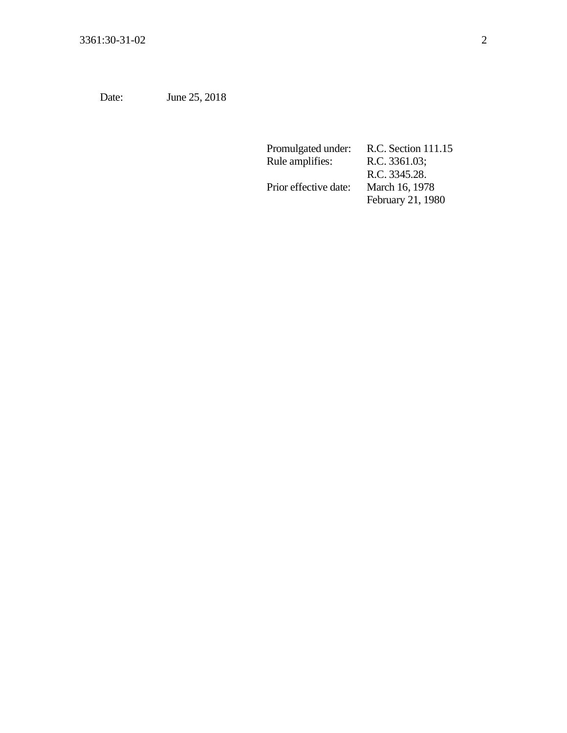Date: June 25, 2018

| | |
|---|---|
| Promulgated under: | R.C. Section 111.15 |
| Rule amplifies: | R.C. 3361.03; |
| | R.C. 3345.28. |
| Prior effective date: | March 16, 1978 |
| | February 21, 1980 |